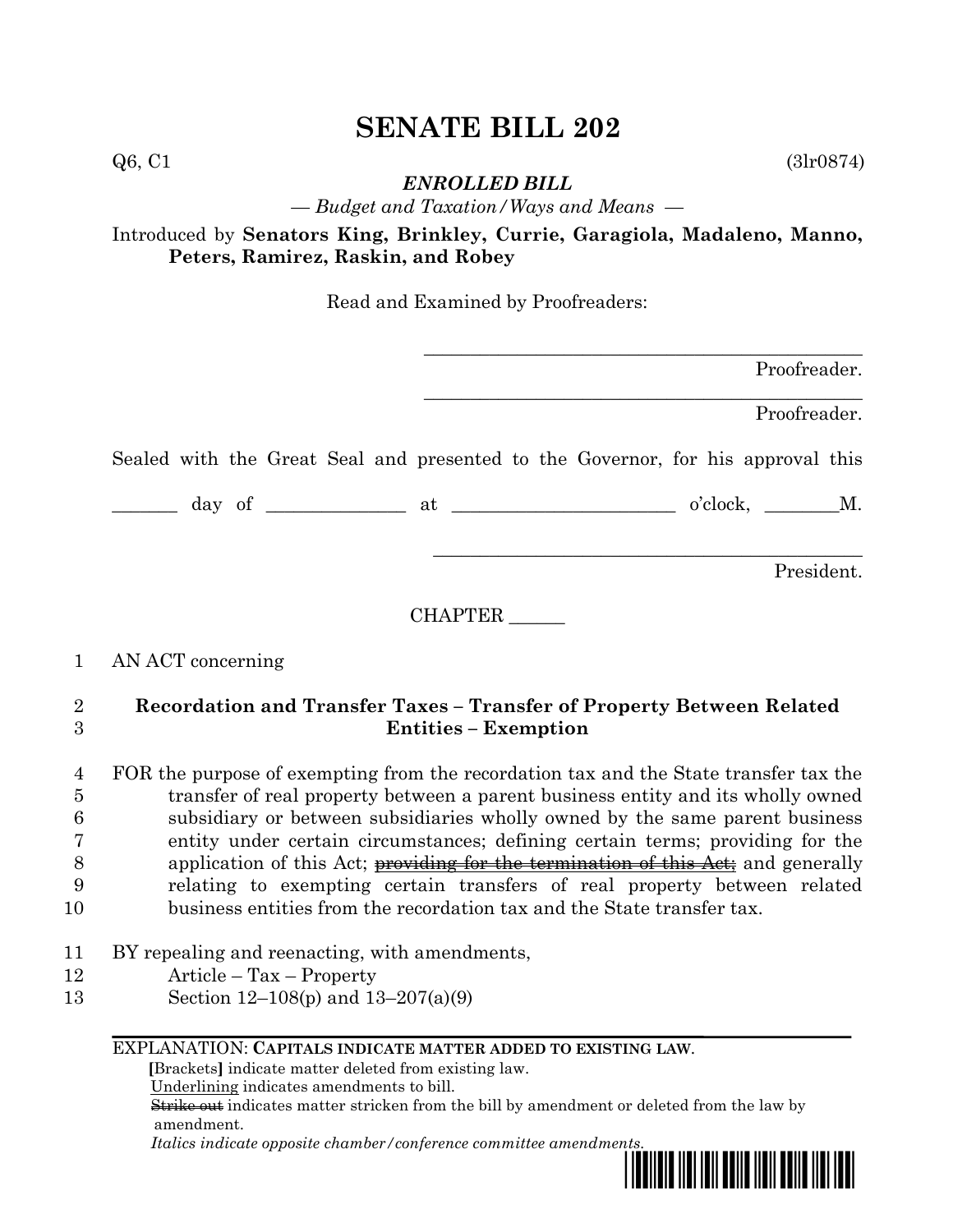# SENATE BILL 202

Q6, C1 (3lr0874)

***ENROLLED BILL***

*— Budget and Taxation/Ways and Means —*

Introduced by **Senators King, Brinkley, Currie, Garagiola, Madaleno, Manno, Peters, Ramirez, Raskin, and Robey**

Read and Examined by Proofreaders:

_______________________________________________ Proofreader.

_______________________________________________ Proofreader.

Sealed with the Great Seal and presented to the Governor, for his approval this

_______ day of ______________ at ______________________ o'clock, ________M.

_______________________________________________ President.

CHAPTER ______

1 AN ACT concerning

2 **Recordation and Transfer Taxes – Transfer of Property Between Related**
3 **Entities – Exemption**

4 FOR the purpose of exempting from the recordation tax and the State transfer tax the
5 transfer of real property between a parent business entity and its wholly owned
6 subsidiary or between subsidiaries wholly owned by the same parent business
7 entity under certain circumstances; defining certain terms; providing for the
8 application of this Act; ~~providing for the termination of this Act;~~ and generally
9 relating to exempting certain transfers of real property between related
10 business entities from the recordation tax and the State transfer tax.

11 BY repealing and reenacting, with amendments,
12 Article – Tax – Property
13 Section 12–108(p) and 13–207(a)(9)

---

EXPLANATION: **CAPITALS INDICATE MATTER ADDED TO EXISTING LAW.**

**[**Brackets**]** indicate matter deleted from existing law.

Underlining indicates amendments to bill.

~~Strike out~~ indicates matter stricken from the bill by amendment or deleted from the law by amendment.

*Italics indicate opposite chamber/conference committee amendments.*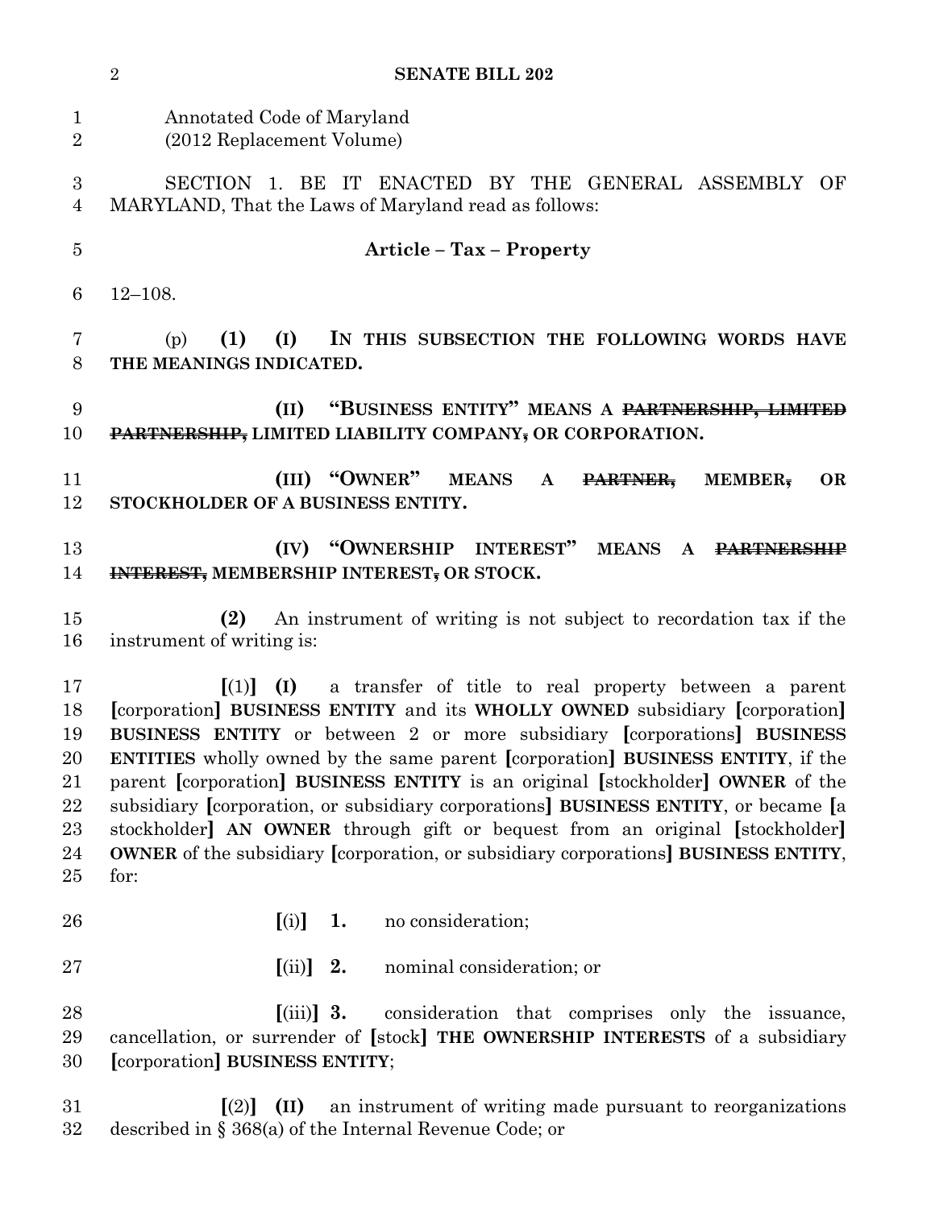Annotated Code of Maryland
(2012 Replacement Volume)

SECTION 1. BE IT ENACTED BY THE GENERAL ASSEMBLY OF MARYLAND, That the Laws of Maryland read as follows:

**Article – Tax – Property**

12–108.

(p) **(1) (I) IN THIS SUBSECTION THE FOLLOWING WORDS HAVE THE MEANINGS INDICATED.**

**(II) "BUSINESS ENTITY" MEANS A ~~PARTNERSHIP, LIMITED PARTNERSHIP,~~ LIMITED LIABILITY COMPANY~~,~~ OR CORPORATION.**

**(III) "OWNER" MEANS A ~~PARTNER,~~ MEMBER~~,~~ OR STOCKHOLDER OF A BUSINESS ENTITY.**

**(IV) "OWNERSHIP INTEREST" MEANS A ~~PARTNERSHIP INTEREST,~~ MEMBERSHIP INTEREST~~,~~ OR STOCK.**

**(2)** An instrument of writing is not subject to recordation tax if the instrument of writing is:

**[**(1)**]** **(I)** a transfer of title to real property between a parent **[**corporation**]** **BUSINESS ENTITY** and its **WHOLLY OWNED** subsidiary **[**corporation**]** **BUSINESS ENTITY** or between 2 or more subsidiary **[**corporations**]** **BUSINESS ENTITIES** wholly owned by the same parent **[**corporation**]** **BUSINESS ENTITY**, if the parent **[**corporation**]** **BUSINESS ENTITY** is an original **[**stockholder**]** **OWNER** of the subsidiary **[**corporation, or subsidiary corporations**]** **BUSINESS ENTITY**, or became **[**a stockholder**]** **AN OWNER** through gift or bequest from an original **[**stockholder**]** **OWNER** of the subsidiary **[**corporation, or subsidiary corporations**]** **BUSINESS ENTITY**, for:

**[**(i)**]** **1.** no consideration;

**[**(ii)**]** **2.** nominal consideration; or

**[**(iii)**]** **3.** consideration that comprises only the issuance, cancellation, or surrender of **[**stock**]** **THE OWNERSHIP INTERESTS** of a subsidiary **[**corporation**]** **BUSINESS ENTITY**;

**[**(2)**]** **(II)** an instrument of writing made pursuant to reorganizations described in § 368(a) of the Internal Revenue Code; or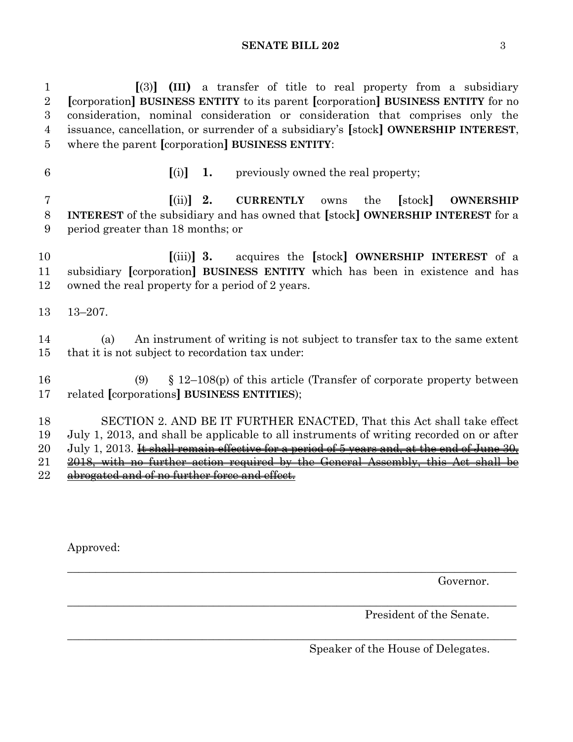**[**(3)**]** **(III)** a transfer of title to real property from a subsidiary **[**corporation**]** **BUSINESS ENTITY** to its parent **[**corporation**]** **BUSINESS ENTITY** for no consideration, nominal consideration or consideration that comprises only the issuance, cancellation, or surrender of a subsidiary's **[**stock**]** **OWNERSHIP INTEREST**, where the parent **[**corporation**]** **BUSINESS ENTITY**:

**[**(i)**]** **1.** previously owned the real property;

**[**(ii)**]** **2.** **CURRENTLY** owns the **[**stock**]** **OWNERSHIP INTEREST** of the subsidiary and has owned that **[**stock**]** **OWNERSHIP INTEREST** for a period greater than 18 months; or

**[**(iii)**]** **3.** acquires the **[**stock**]** **OWNERSHIP INTEREST** of a subsidiary **[**corporation**]** **BUSINESS ENTITY** which has been in existence and has owned the real property for a period of 2 years.

13–207.

(a) An instrument of writing is not subject to transfer tax to the same extent that it is not subject to recordation tax under:

(9) § 12–108(p) of this article (Transfer of corporate property between related **[**corporations**]** **BUSINESS ENTITIES**);

SECTION 2. AND BE IT FURTHER ENACTED, That this Act shall take effect July 1, 2013, and shall be applicable to all instruments of writing recorded on or after July 1, 2013. ~~It shall remain effective for a period of 5 years and, at the end of June 30, 2018, with no further action required by the General Assembly, this Act shall be abrogated and of no further force and effect.~~

Approved:

\_\_\_\_\_\_\_\_\_\_\_\_\_\_\_\_\_\_\_\_\_\_\_\_\_\_\_\_\_\_\_\_\_\_\_\_\_\_\_\_\_\_\_\_\_\_\_\_\_\_\_\_\_\_\_\_\_\_\_\_\_\_\_\_

Governor.

\_\_\_\_\_\_\_\_\_\_\_\_\_\_\_\_\_\_\_\_\_\_\_\_\_\_\_\_\_\_\_\_\_\_\_\_\_\_\_\_\_\_\_\_\_\_\_\_\_\_\_\_\_\_\_\_\_\_\_\_\_\_\_\_

President of the Senate.

\_\_\_\_\_\_\_\_\_\_\_\_\_\_\_\_\_\_\_\_\_\_\_\_\_\_\_\_\_\_\_\_\_\_\_\_\_\_\_\_\_\_\_\_\_\_\_\_\_\_\_\_\_\_\_\_\_\_\_\_\_\_\_\_

Speaker of the House of Delegates.